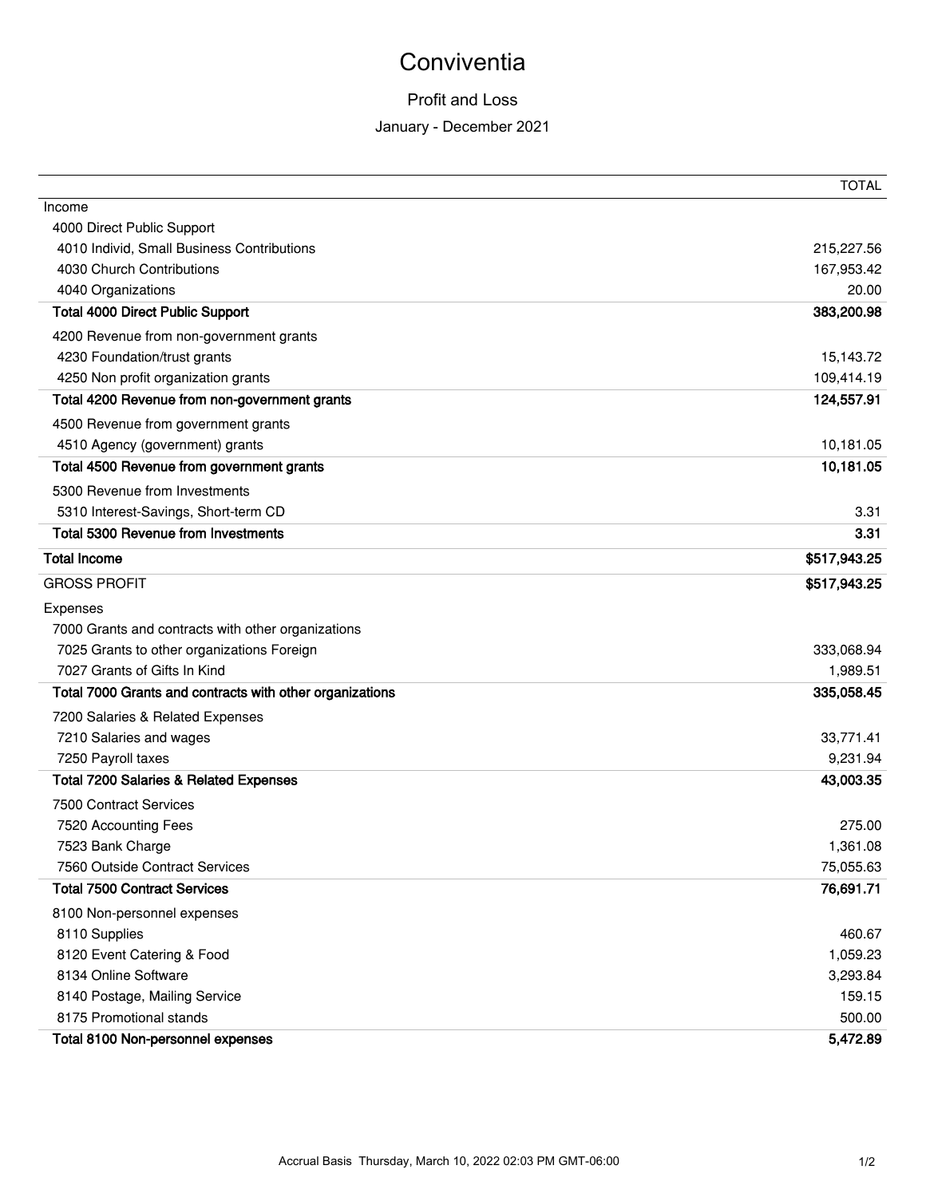# Conviventia

## Profit and Loss

### January - December 2021

| | TOTAL |
|---|---:|
| Income | |
| 4000 Direct Public Support | |
| 4010 Individ, Small Business Contributions | 215,227.56 |
| 4030 Church Contributions | 167,953.42 |
| 4040 Organizations | 20.00 |
| **Total 4000 Direct Public Support** | **383,200.98** |
| 4200 Revenue from non-government grants | |
| 4230 Foundation/trust grants | 15,143.72 |
| 4250 Non profit organization grants | 109,414.19 |
| **Total 4200 Revenue from non-government grants** | **124,557.91** |
| 4500 Revenue from government grants | |
| 4510 Agency (government) grants | 10,181.05 |
| **Total 4500 Revenue from government grants** | **10,181.05** |
| 5300 Revenue from Investments | |
| 5310 Interest-Savings, Short-term CD | 3.31 |
| **Total 5300 Revenue from Investments** | **3.31** |
| **Total Income** | **$517,943.25** |
| GROSS PROFIT | **$517,943.25** |
| Expenses | |
| 7000 Grants and contracts with other organizations | |
| 7025 Grants to other organizations Foreign | 333,068.94 |
| 7027 Grants of Gifts In Kind | 1,989.51 |
| **Total 7000 Grants and contracts with other organizations** | **335,058.45** |
| 7200 Salaries & Related Expenses | |
| 7210 Salaries and wages | 33,771.41 |
| 7250 Payroll taxes | 9,231.94 |
| **Total 7200 Salaries & Related Expenses** | **43,003.35** |
| 7500 Contract Services | |
| 7520 Accounting Fees | 275.00 |
| 7523 Bank Charge | 1,361.08 |
| 7560 Outside Contract Services | 75,055.63 |
| **Total 7500 Contract Services** | **76,691.71** |
| 8100 Non-personnel expenses | |
| 8110 Supplies | 460.67 |
| 8120 Event Catering & Food | 1,059.23 |
| 8134 Online Software | 3,293.84 |
| 8140 Postage, Mailing Service | 159.15 |
| 8175 Promotional stands | 500.00 |
| **Total 8100 Non-personnel expenses** | **5,472.89** |

Accrual Basis Thursday, March 10, 2022 02:03 PM GMT-06:00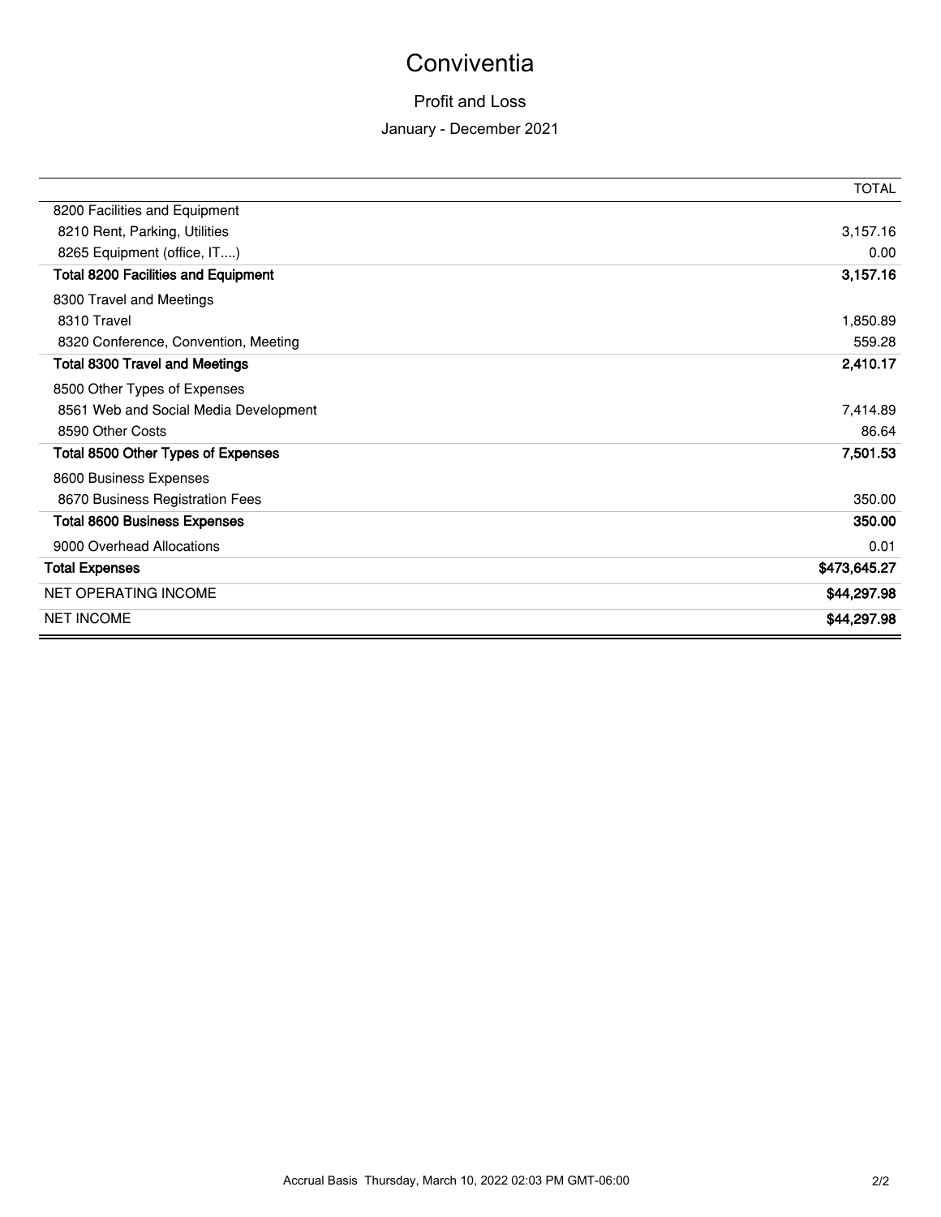# Conviventia

Profit and Loss

January - December 2021

| | TOTAL |
|---|---|
| 8200 Facilities and Equipment | |
| 8210 Rent, Parking, Utilities | 3,157.16 |
| 8265 Equipment (office, IT....) | 0.00 |
| **Total 8200 Facilities and Equipment** | **3,157.16** |
| 8300 Travel and Meetings | |
| 8310 Travel | 1,850.89 |
| 8320 Conference, Convention, Meeting | 559.28 |
| **Total 8300 Travel and Meetings** | **2,410.17** |
| 8500 Other Types of Expenses | |
| 8561 Web and Social Media Development | 7,414.89 |
| 8590 Other Costs | 86.64 |
| **Total 8500 Other Types of Expenses** | **7,501.53** |
| 8600 Business Expenses | |
| 8670 Business Registration Fees | 350.00 |
| **Total 8600 Business Expenses** | **350.00** |
| 9000 Overhead Allocations | 0.01 |
| **Total Expenses** | **$473,645.27** |
| NET OPERATING INCOME | **$44,297.98** |
| NET INCOME | **$44,297.98** |

Accrual Basis Thursday, March 10, 2022 02:03 PM GMT-06:00